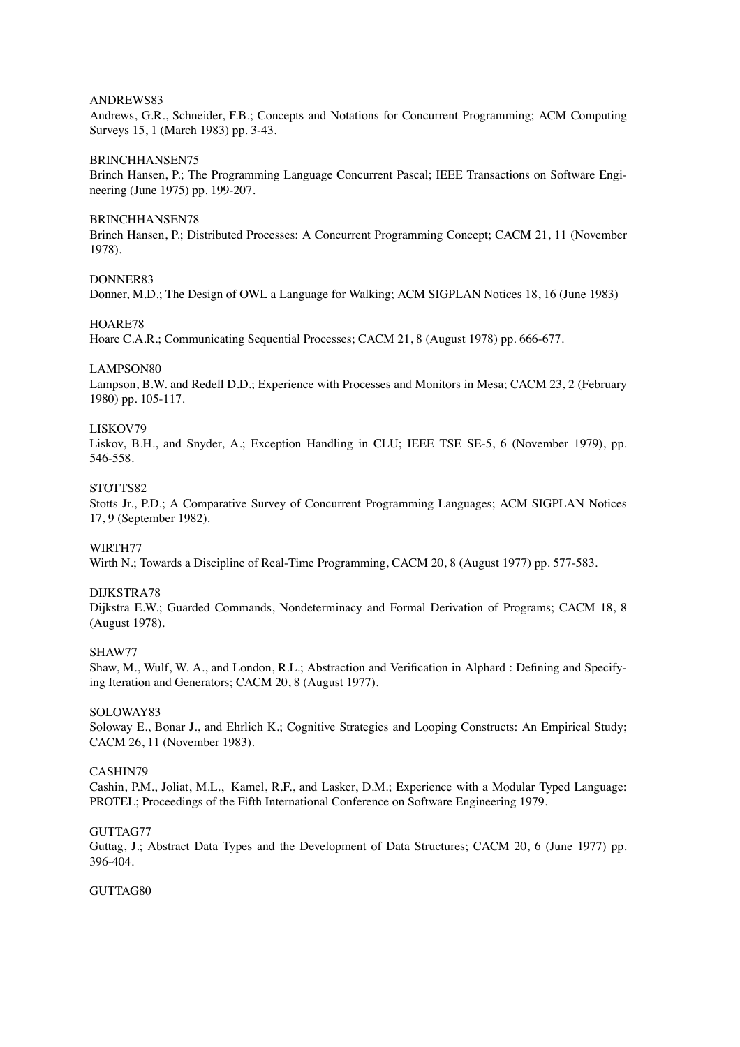ANDREWS83
Andrews, G.R., Schneider, F.B.; Concepts and Notations for Concurrent Programming; ACM Computing Surveys 15, 1 (March 1983) pp. 3-43.

BRINCHHANSEN75
Brinch Hansen, P.; The Programming Language Concurrent Pascal; IEEE Transactions on Software Engineering (June 1975) pp. 199-207.

BRINCHHANSEN78
Brinch Hansen, P.; Distributed Processes: A Concurrent Programming Concept; CACM 21, 11 (November 1978).

DONNER83
Donner, M.D.; The Design of OWL a Language for Walking; ACM SIGPLAN Notices 18, 16 (June 1983)

HOARE78
Hoare C.A.R.; Communicating Sequential Processes; CACM 21, 8 (August 1978) pp. 666-677.

LAMPSON80
Lampson, B.W. and Redell D.D.; Experience with Processes and Monitors in Mesa; CACM 23, 2 (February 1980) pp. 105-117.

LISKOV79
Liskov, B.H., and Snyder, A.; Exception Handling in CLU; IEEE TSE SE-5, 6 (November 1979), pp. 546-558.

STOTTS82
Stotts Jr., P.D.; A Comparative Survey of Concurrent Programming Languages; ACM SIGPLAN Notices 17, 9 (September 1982).

WIRTH77
Wirth N.; Towards a Discipline of Real-Time Programming, CACM 20, 8 (August 1977) pp. 577-583.

DIJKSTRA78
Dijkstra E.W.; Guarded Commands, Nondeterminacy and Formal Derivation of Programs; CACM 18, 8 (August 1978).

SHAW77
Shaw, M., Wulf, W. A., and London, R.L.; Abstraction and Verification in Alphard : Defining and Specifying Iteration and Generators; CACM 20, 8 (August 1977).

SOLOWAY83
Soloway E., Bonar J., and Ehrlich K.; Cognitive Strategies and Looping Constructs: An Empirical Study; CACM 26, 11 (November 1983).

CASHIN79
Cashin, P.M., Joliat, M.L., Kamel, R.F., and Lasker, D.M.; Experience with a Modular Typed Language: PROTEL; Proceedings of the Fifth International Conference on Software Engineering 1979.

GUTTAG77
Guttag, J.; Abstract Data Types and the Development of Data Structures; CACM 20, 6 (June 1977) pp. 396-404.

GUTTAG80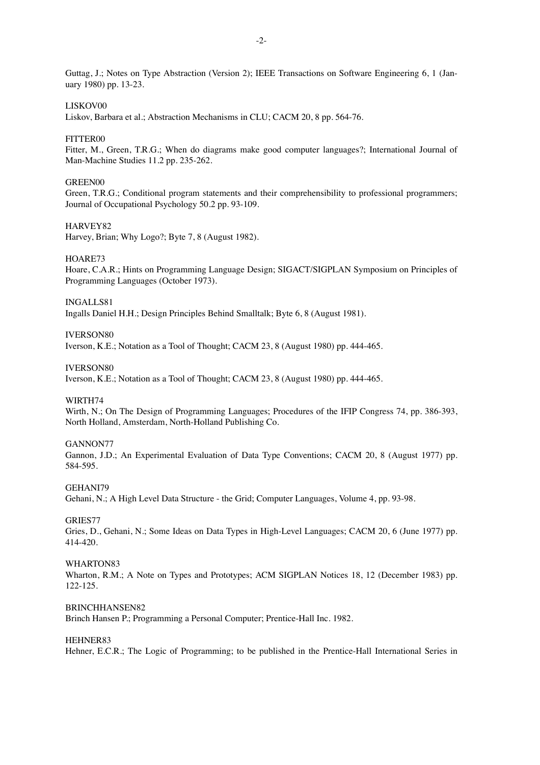Guttag, J.; Notes on Type Abstraction (Version 2); IEEE Transactions on Software Engineering 6, 1 (January 1980) pp. 13-23.

LISKOV00

Liskov, Barbara et al.; Abstraction Mechanisms in CLU; CACM 20, 8 pp. 564-76.

FITTER00

Fitter, M., Green, T.R.G.; When do diagrams make good computer languages?; International Journal of Man-Machine Studies 11.2 pp. 235-262.

GREEN00

Green, T.R.G.; Conditional program statements and their comprehensibility to professional programmers; Journal of Occupational Psychology 50.2 pp. 93-109.

HARVEY82

Harvey, Brian; Why Logo?; Byte 7, 8 (August 1982).

HOARE73

Hoare, C.A.R.; Hints on Programming Language Design; SIGACT/SIGPLAN Symposium on Principles of Programming Languages (October 1973).

INGALLS81

Ingalls Daniel H.H.; Design Principles Behind Smalltalk; Byte 6, 8 (August 1981).

IVERSON80

Iverson, K.E.; Notation as a Tool of Thought; CACM 23, 8 (August 1980) pp. 444-465.

IVERSON80

Iverson, K.E.; Notation as a Tool of Thought; CACM 23, 8 (August 1980) pp. 444-465.

WIRTH74

Wirth, N.; On The Design of Programming Languages; Procedures of the IFIP Congress 74, pp. 386-393, North Holland, Amsterdam, North-Holland Publishing Co.

GANNON77

Gannon, J.D.; An Experimental Evaluation of Data Type Conventions; CACM 20, 8 (August 1977) pp. 584-595.

GEHANI79

Gehani, N.; A High Level Data Structure - the Grid; Computer Languages, Volume 4, pp. 93-98.

GRIES77

Gries, D., Gehani, N.; Some Ideas on Data Types in High-Level Languages; CACM 20, 6 (June 1977) pp. 414-420.

WHARTON83

Wharton, R.M.; A Note on Types and Prototypes; ACM SIGPLAN Notices 18, 12 (December 1983) pp. 122-125.

BRINCHHANSEN82

Brinch Hansen P.; Programming a Personal Computer; Prentice-Hall Inc. 1982.

HEHNER83

Hehner, E.C.R.; The Logic of Programming; to be published in the Prentice-Hall International Series in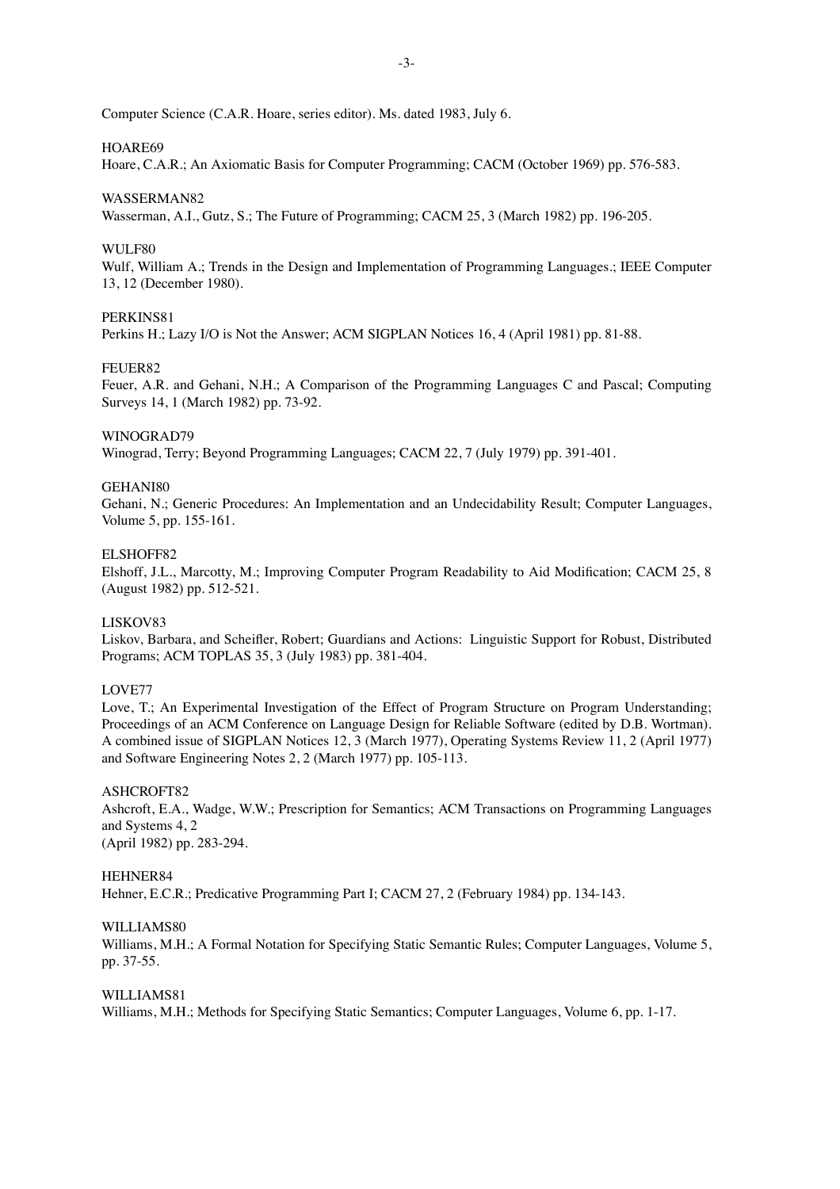Computer Science (C.A.R. Hoare, series editor). Ms. dated 1983, July 6.

HOARE69
Hoare, C.A.R.; An Axiomatic Basis for Computer Programming; CACM (October 1969) pp. 576-583.

WASSERMAN82
Wasserman, A.I., Gutz, S.; The Future of Programming; CACM 25, 3 (March 1982) pp. 196-205.

WULF80
Wulf, William A.; Trends in the Design and Implementation of Programming Languages.; IEEE Computer 13, 12 (December 1980).

PERKINS81
Perkins H.; Lazy I/O is Not the Answer; ACM SIGPLAN Notices 16, 4 (April 1981) pp. 81-88.

FEUER82
Feuer, A.R. and Gehani, N.H.; A Comparison of the Programming Languages C and Pascal; Computing Surveys 14, 1 (March 1982) pp. 73-92.

WINOGRAD79
Winograd, Terry; Beyond Programming Languages; CACM 22, 7 (July 1979) pp. 391-401.

GEHANI80
Gehani, N.; Generic Procedures: An Implementation and an Undecidability Result; Computer Languages, Volume 5, pp. 155-161.

ELSHOFF82
Elshoff, J.L., Marcotty, M.; Improving Computer Program Readability to Aid Modification; CACM 25, 8 (August 1982) pp. 512-521.

LISKOV83
Liskov, Barbara, and Scheifler, Robert; Guardians and Actions: Linguistic Support for Robust, Distributed Programs; ACM TOPLAS 35, 3 (July 1983) pp. 381-404.

LOVE77
Love, T.; An Experimental Investigation of the Effect of Program Structure on Program Understanding; Proceedings of an ACM Conference on Language Design for Reliable Software (edited by D.B. Wortman). A combined issue of SIGPLAN Notices 12, 3 (March 1977), Operating Systems Review 11, 2 (April 1977) and Software Engineering Notes 2, 2 (March 1977) pp. 105-113.

ASHCROFT82
Ashcroft, E.A., Wadge, W.W.; Prescription for Semantics; ACM Transactions on Programming Languages and Systems 4, 2
(April 1982) pp. 283-294.

HEHNER84
Hehner, E.C.R.; Predicative Programming Part I; CACM 27, 2 (February 1984) pp. 134-143.

WILLIAMS80
Williams, M.H.; A Formal Notation for Specifying Static Semantic Rules; Computer Languages, Volume 5, pp. 37-55.

WILLIAMS81
Williams, M.H.; Methods for Specifying Static Semantics; Computer Languages, Volume 6, pp. 1-17.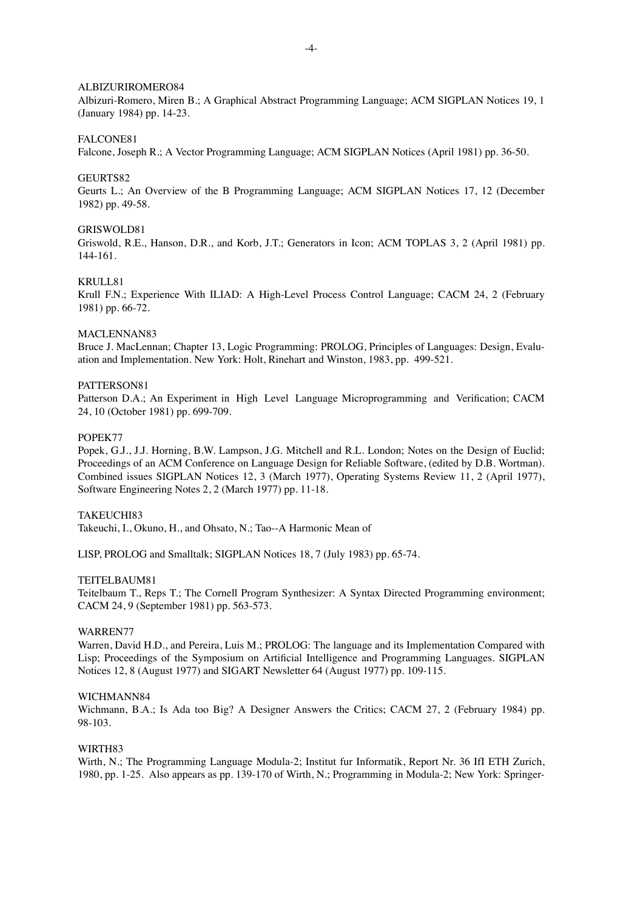ALBIZURIROMERO84

Albizuri-Romero, Miren B.; A Graphical Abstract Programming Language; ACM SIGPLAN Notices 19, 1 (January 1984) pp. 14-23.

FALCONE81

Falcone, Joseph R.; A Vector Programming Language; ACM SIGPLAN Notices (April 1981) pp. 36-50.

GEURTS82

Geurts L.; An Overview of the B Programming Language; ACM SIGPLAN Notices 17, 12 (December 1982) pp. 49-58.

GRISWOLD81

Griswold, R.E., Hanson, D.R., and Korb, J.T.; Generators in Icon; ACM TOPLAS 3, 2 (April 1981) pp. 144-161.

KRULL81

Krull F.N.; Experience With ILIAD: A High-Level Process Control Language; CACM 24, 2 (February 1981) pp. 66-72.

MACLENNAN83

Bruce J. MacLennan; Chapter 13, Logic Programming: PROLOG, Principles of Languages: Design, Evaluation and Implementation. New York: Holt, Rinehart and Winston, 1983, pp. 499-521.

PATTERSON81

Patterson D.A.; An Experiment in High Level Language Microprogramming and Verification; CACM 24, 10 (October 1981) pp. 699-709.

POPEK77

Popek, G.J., J.J. Horning, B.W. Lampson, J.G. Mitchell and R.L. London; Notes on the Design of Euclid; Proceedings of an ACM Conference on Language Design for Reliable Software, (edited by D.B. Wortman). Combined issues SIGPLAN Notices 12, 3 (March 1977), Operating Systems Review 11, 2 (April 1977), Software Engineering Notes 2, 2 (March 1977) pp. 11-18.

TAKEUCHI83

Takeuchi, I., Okuno, H., and Ohsato, N.; Tao--A Harmonic Mean of

LISP, PROLOG and Smalltalk; SIGPLAN Notices 18, 7 (July 1983) pp. 65-74.

TEITELBAUM81

Teitelbaum T., Reps T.; The Cornell Program Synthesizer: A Syntax Directed Programming environment; CACM 24, 9 (September 1981) pp. 563-573.

WARREN77

Warren, David H.D., and Pereira, Luis M.; PROLOG: The language and its Implementation Compared with Lisp; Proceedings of the Symposium on Artificial Intelligence and Programming Languages. SIGPLAN Notices 12, 8 (August 1977) and SIGART Newsletter 64 (August 1977) pp. 109-115.

WICHMANN84

Wichmann, B.A.; Is Ada too Big? A Designer Answers the Critics; CACM 27, 2 (February 1984) pp. 98-103.

WIRTH83

Wirth, N.; The Programming Language Modula-2; Institut fur Informatik, Report Nr. 36 IfI ETH Zurich, 1980, pp. 1-25. Also appears as pp. 139-170 of Wirth, N.; Programming in Modula-2; New York: Springer-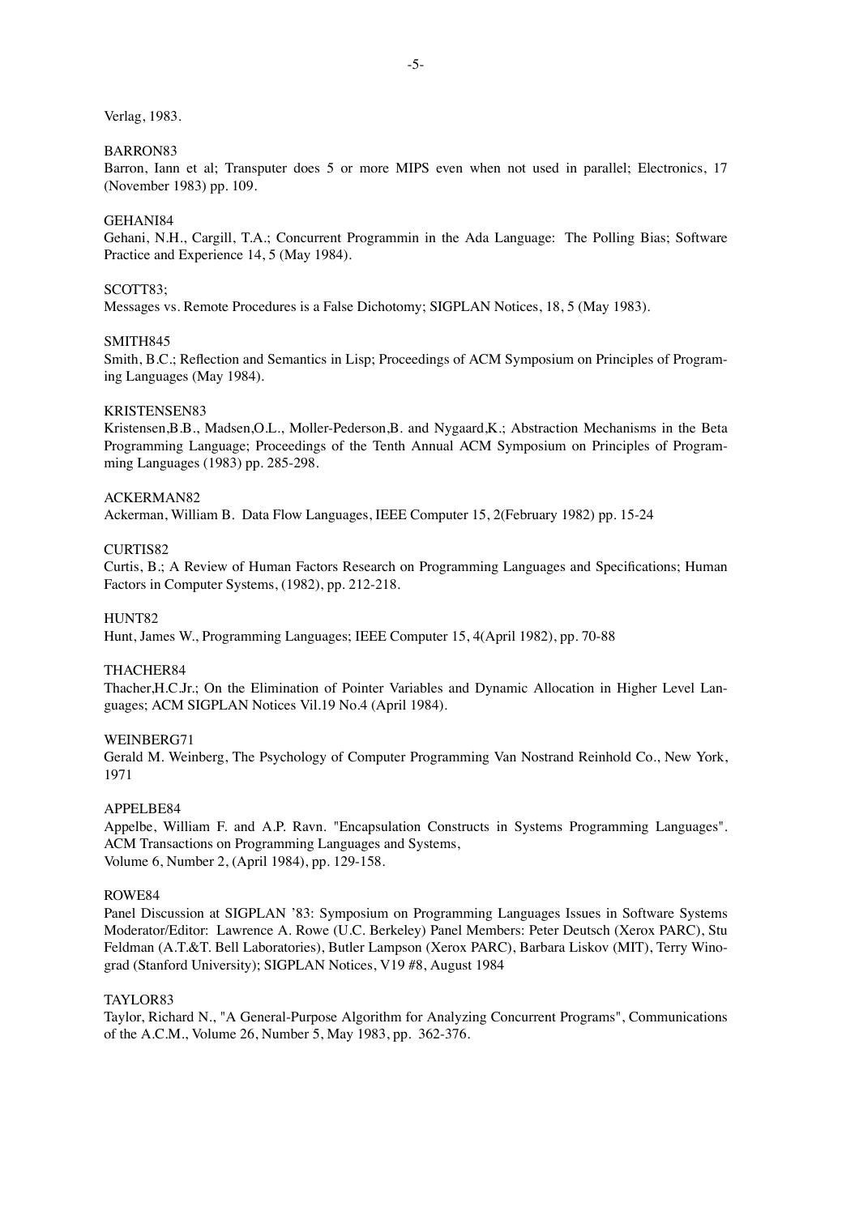Verlag, 1983.

BARRON83

Barron, Iann et al; Transputer does 5 or more MIPS even when not used in parallel; Electronics, 17 (November 1983) pp. 109.

GEHANI84

Gehani, N.H., Cargill, T.A.; Concurrent Programmin in the Ada Language: The Polling Bias; Software Practice and Experience 14, 5 (May 1984).

SCOTT83;

Messages vs. Remote Procedures is a False Dichotomy; SIGPLAN Notices, 18, 5 (May 1983).

SMITH845

Smith, B.C.; Reflection and Semantics in Lisp; Proceedings of ACM Symposium on Principles of Programing Languages (May 1984).

KRISTENSEN83

Kristensen,B.B., Madsen,O.L., Moller-Pederson,B. and Nygaard,K.; Abstraction Mechanisms in the Beta Programming Language; Proceedings of the Tenth Annual ACM Symposium on Principles of Programming Languages (1983) pp. 285-298.

ACKERMAN82

Ackerman, William B. Data Flow Languages, IEEE Computer 15, 2(February 1982) pp. 15-24

CURTIS82

Curtis, B.; A Review of Human Factors Research on Programming Languages and Specifications; Human Factors in Computer Systems, (1982), pp. 212-218.

HUNT82

Hunt, James W., Programming Languages; IEEE Computer 15, 4(April 1982), pp. 70-88

THACHER84

Thacher,H.C.Jr.; On the Elimination of Pointer Variables and Dynamic Allocation in Higher Level Languages; ACM SIGPLAN Notices Vil.19 No.4 (April 1984).

WEINBERG71

Gerald M. Weinberg, The Psychology of Computer Programming Van Nostrand Reinhold Co., New York, 1971

APPELBE84

Appelbe, William F. and A.P. Ravn. "Encapsulation Constructs in Systems Programming Languages". ACM Transactions on Programming Languages and Systems,
Volume 6, Number 2, (April 1984), pp. 129-158.

ROWE84

Panel Discussion at SIGPLAN '83: Symposium on Programming Languages Issues in Software Systems Moderator/Editor: Lawrence A. Rowe (U.C. Berkeley) Panel Members: Peter Deutsch (Xerox PARC), Stu Feldman (A.T.&T. Bell Laboratories), Butler Lampson (Xerox PARC), Barbara Liskov (MIT), Terry Winograd (Stanford University); SIGPLAN Notices, V19 #8, August 1984

TAYLOR83

Taylor, Richard N., "A General-Purpose Algorithm for Analyzing Concurrent Programs", Communications of the A.C.M., Volume 26, Number 5, May 1983, pp. 362-376.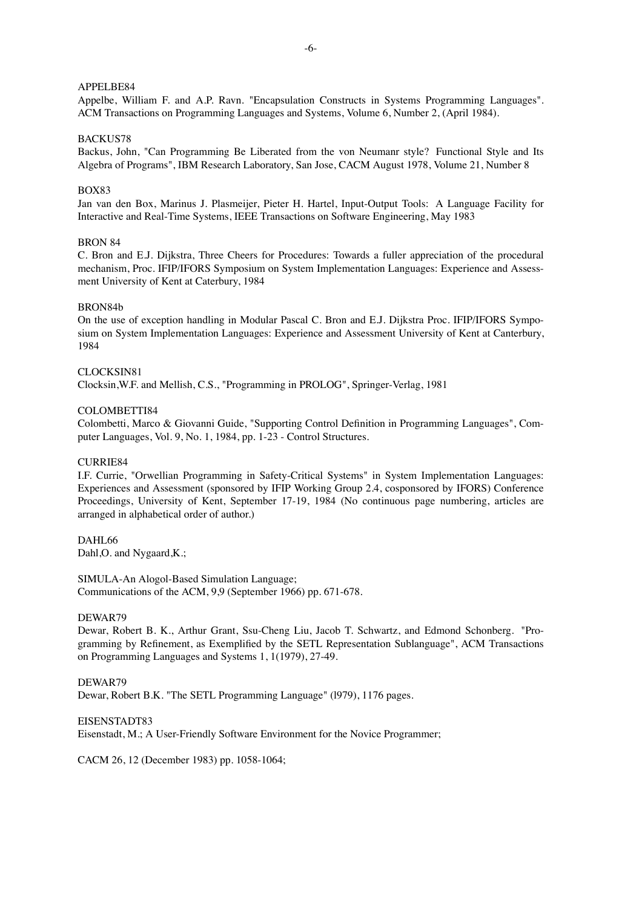APPELBE84

Appelbe, William F. and A.P. Ravn. "Encapsulation Constructs in Systems Programming Languages". ACM Transactions on Programming Languages and Systems, Volume 6, Number 2, (April 1984).

BACKUS78

Backus, John, "Can Programming Be Liberated from the von Neumanr style? Functional Style and Its Algebra of Programs", IBM Research Laboratory, San Jose, CACM August 1978, Volume 21, Number 8

BOX83

Jan van den Box, Marinus J. Plasmeijer, Pieter H. Hartel, Input-Output Tools: A Language Facility for Interactive and Real-Time Systems, IEEE Transactions on Software Engineering, May 1983

BRON 84

C. Bron and E.J. Dijkstra, Three Cheers for Procedures: Towards a fuller appreciation of the procedural mechanism, Proc. IFIP/IFORS Symposium on System Implementation Languages: Experience and Assessment University of Kent at Caterbury, 1984

BRON84b

On the use of exception handling in Modular Pascal C. Bron and E.J. Dijkstra Proc. IFIP/IFORS Symposium on System Implementation Languages: Experience and Assessment University of Kent at Canterbury, 1984

CLOCKSIN81

Clocksin,W.F. and Mellish, C.S., "Programming in PROLOG", Springer-Verlag, 1981

COLOMBETTI84

Colombetti, Marco & Giovanni Guide, "Supporting Control Definition in Programming Languages", Computer Languages, Vol. 9, No. 1, 1984, pp. 1-23 - Control Structures.

CURRIE84

I.F. Currie, "Orwellian Programming in Safety-Critical Systems" in System Implementation Languages: Experiences and Assessment (sponsored by IFIP Working Group 2.4, cosponsored by IFORS) Conference Proceedings, University of Kent, September 17-19, 1984 (No continuous page numbering, articles are arranged in alphabetical order of author.)

DAHL66

Dahl,O. and Nygaard,K.;

SIMULA-An Alogol-Based Simulation Language;
Communications of the ACM, 9,9 (September 1966) pp. 671-678.

DEWAR79

Dewar, Robert B. K., Arthur Grant, Ssu-Cheng Liu, Jacob T. Schwartz, and Edmond Schonberg. "Programming by Refinement, as Exemplified by the SETL Representation Sublanguage", ACM Transactions on Programming Languages and Systems 1, 1(1979), 27-49.

DEWAR79

Dewar, Robert B.K. "The SETL Programming Language" (l979), 1176 pages.

EISENSTADT83

Eisenstadt, M.; A User-Friendly Software Environment for the Novice Programmer;

CACM 26, 12 (December 1983) pp. 1058-1064;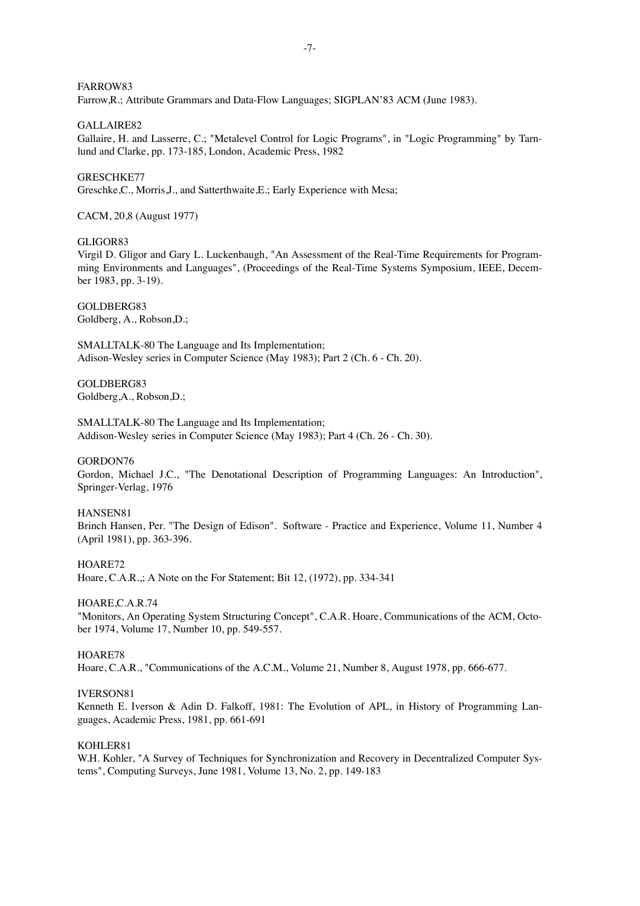FARROW83

Farrow,R.; Attribute Grammars and Data-Flow Languages; SIGPLAN'83 ACM (June 1983).

GALLAIRE82

Gallaire, H. and Lasserre, C.; "Metalevel Control for Logic Programs", in "Logic Programming" by Tarnlund and Clarke, pp. 173-185, London, Academic Press, 1982

GRESCHKE77

Greschke,C., Morris,J., and Satterthwaite,E.; Early Experience with Mesa;

CACM, 20,8 (August 1977)

GLIGOR83

Virgil D. Gligor and Gary L. Luckenbaugh, "An Assessment of the Real-Time Requirements for Programming Environments and Languages", (Proceedings of the Real-Time Systems Symposium, IEEE, December 1983, pp. 3-19).

GOLDBERG83

Goldberg, A., Robson,D.;

SMALLTALK-80 The Language and Its Implementation;
Adison-Wesley series in Computer Science (May 1983); Part 2 (Ch. 6 - Ch. 20).

GOLDBERG83

Goldberg,A., Robson,D.;

SMALLTALK-80 The Language and Its Implementation;
Addison-Wesley series in Computer Science (May 1983); Part 4 (Ch. 26 - Ch. 30).

GORDON76

Gordon, Michael J.C., "The Denotational Description of Programming Languages: An Introduction", Springer-Verlag, 1976

HANSEN81

Brinch Hansen, Per. "The Design of Edison". Software - Practice and Experience, Volume 11, Number 4 (April 1981), pp. 363-396.

HOARE72

Hoare, C.A.R.,; A Note on the For Statement; Bit 12, (1972), pp. 334-341

HOARE,C.A.R.74

"Monitors, An Operating System Structuring Concept", C.A.R. Hoare, Communications of the ACM, October 1974, Volume 17, Number 10, pp. 549-557.

HOARE78

Hoare, C.A.R., "Communications of the A.C.M., Volume 21, Number 8, August 1978, pp. 666-677.

IVERSON81

Kenneth E. Iverson & Adin D. Falkoff, 1981: The Evolution of APL, in History of Programming Languages, Academic Press, 1981, pp. 661-691

KOHLER81

W.H. Kohler, "A Survey of Techniques for Synchronization and Recovery in Decentralized Computer Systems", Computing Surveys, June 1981, Volume 13, No. 2, pp. 149-183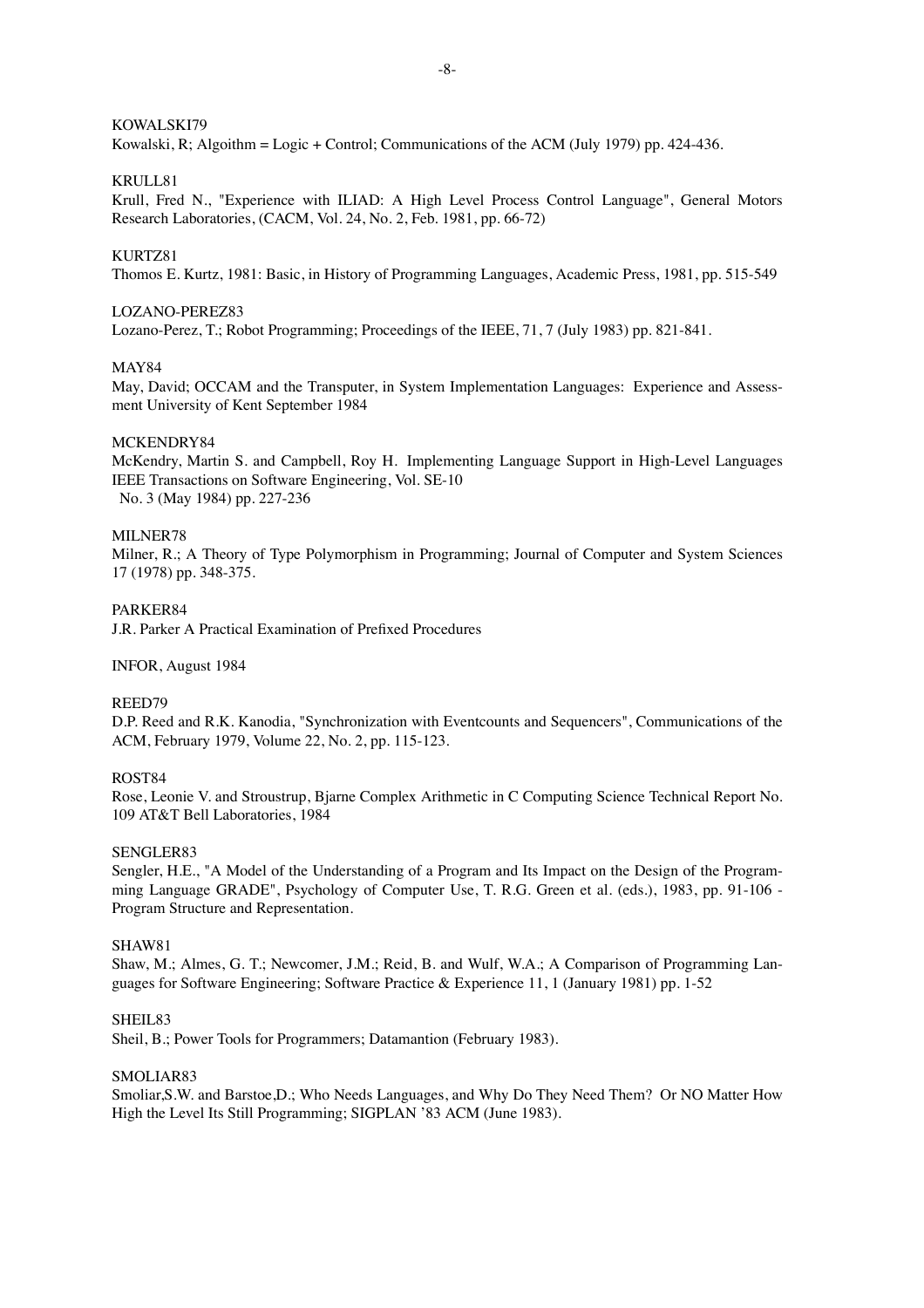KOWALSKI79

Kowalski, R; Algoithm = Logic + Control; Communications of the ACM (July 1979) pp. 424-436.

KRULL81

Krull, Fred N., "Experience with ILIAD: A High Level Process Control Language", General Motors Research Laboratories, (CACM, Vol. 24, No. 2, Feb. 1981, pp. 66-72)

KURTZ81

Thomos E. Kurtz, 1981: Basic, in History of Programming Languages, Academic Press, 1981, pp. 515-549

LOZANO-PEREZ83

Lozano-Perez, T.; Robot Programming; Proceedings of the IEEE, 71, 7 (July 1983) pp. 821-841.

MAY84

May, David; OCCAM and the Transputer, in System Implementation Languages: Experience and Assessment University of Kent September 1984

MCKENDRY84

McKendry, Martin S. and Campbell, Roy H. Implementing Language Support in High-Level Languages IEEE Transactions on Software Engineering, Vol. SE-10
No. 3 (May 1984) pp. 227-236

MILNER78

Milner, R.; A Theory of Type Polymorphism in Programming; Journal of Computer and System Sciences 17 (1978) pp. 348-375.

PARKER84

J.R. Parker A Practical Examination of Prefixed Procedures

INFOR, August 1984

REED79

D.P. Reed and R.K. Kanodia, "Synchronization with Eventcounts and Sequencers", Communications of the ACM, February 1979, Volume 22, No. 2, pp. 115-123.

ROST84

Rose, Leonie V. and Stroustrup, Bjarne Complex Arithmetic in C Computing Science Technical Report No. 109 AT&T Bell Laboratories, 1984

SENGLER83

Sengler, H.E., "A Model of the Understanding of a Program and Its Impact on the Design of the Programming Language GRADE", Psychology of Computer Use, T. R.G. Green et al. (eds.), 1983, pp. 91-106 - Program Structure and Representation.

SHAW81

Shaw, M.; Almes, G. T.; Newcomer, J.M.; Reid, B. and Wulf, W.A.; A Comparison of Programming Languages for Software Engineering; Software Practice & Experience 11, 1 (January 1981) pp. 1-52

SHEIL83

Sheil, B.; Power Tools for Programmers; Datamantion (February 1983).

SMOLIAR83

Smoliar,S.W. and Barstoe,D.; Who Needs Languages, and Why Do They Need Them? Or NO Matter How High the Level Its Still Programming; SIGPLAN '83 ACM (June 1983).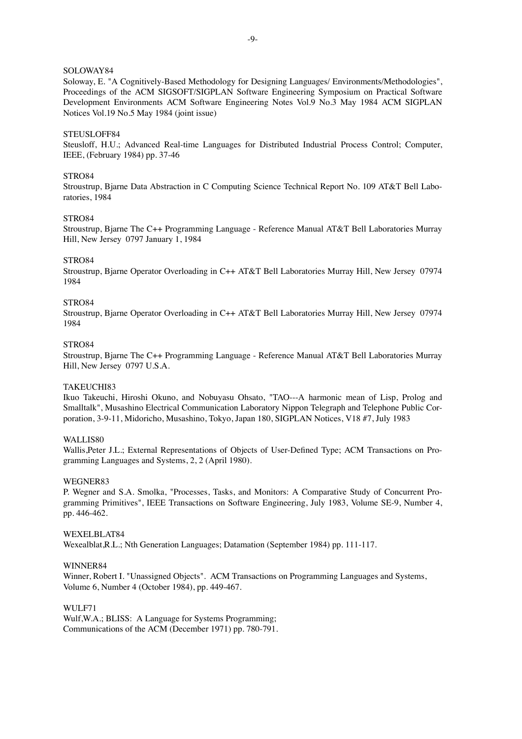SOLOWAY84

Soloway, E. "A Cognitively-Based Methodology for Designing Languages/ Environments/Methodologies", Proceedings of the ACM SIGSOFT/SIGPLAN Software Engineering Symposium on Practical Software Development Environments ACM Software Engineering Notes Vol.9 No.3 May 1984 ACM SIGPLAN Notices Vol.19 No.5 May 1984 (joint issue)

STEUSLOFF84

Steusloff, H.U.; Advanced Real-time Languages for Distributed Industrial Process Control; Computer, IEEE, (February 1984) pp. 37-46

STRO84

Stroustrup, Bjarne Data Abstraction in C Computing Science Technical Report No. 109 AT&T Bell Laboratories, 1984

STRO84

Stroustrup, Bjarne The C++ Programming Language - Reference Manual AT&T Bell Laboratories Murray Hill, New Jersey 0797 January 1, 1984

STRO84

Stroustrup, Bjarne Operator Overloading in C++ AT&T Bell Laboratories Murray Hill, New Jersey 07974 1984

STRO84

Stroustrup, Bjarne Operator Overloading in C++ AT&T Bell Laboratories Murray Hill, New Jersey 07974 1984

STRO84

Stroustrup, Bjarne The C++ Programming Language - Reference Manual AT&T Bell Laboratories Murray Hill, New Jersey 0797 U.S.A.

TAKEUCHI83

Ikuo Takeuchi, Hiroshi Okuno, and Nobuyasu Ohsato, "TAO---A harmonic mean of Lisp, Prolog and Smalltalk", Musashino Electrical Communication Laboratory Nippon Telegraph and Telephone Public Corporation, 3-9-11, Midoricho, Musashino, Tokyo, Japan 180, SIGPLAN Notices, V18 #7, July 1983

WALLIS80

Wallis,Peter J.L.; External Representations of Objects of User-Defined Type; ACM Transactions on Programming Languages and Systems, 2, 2 (April 1980).

WEGNER83

P. Wegner and S.A. Smolka, "Processes, Tasks, and Monitors: A Comparative Study of Concurrent Programming Primitives", IEEE Transactions on Software Engineering, July 1983, Volume SE-9, Number 4, pp. 446-462.

WEXELBLAT84

Wexealblat,R.L.; Nth Generation Languages; Datamation (September 1984) pp. 111-117.

WINNER84

Winner, Robert I. "Unassigned Objects". ACM Transactions on Programming Languages and Systems, Volume 6, Number 4 (October 1984), pp. 449-467.

WULF71

Wulf,W.A.; BLISS: A Language for Systems Programming;
Communications of the ACM (December 1971) pp. 780-791.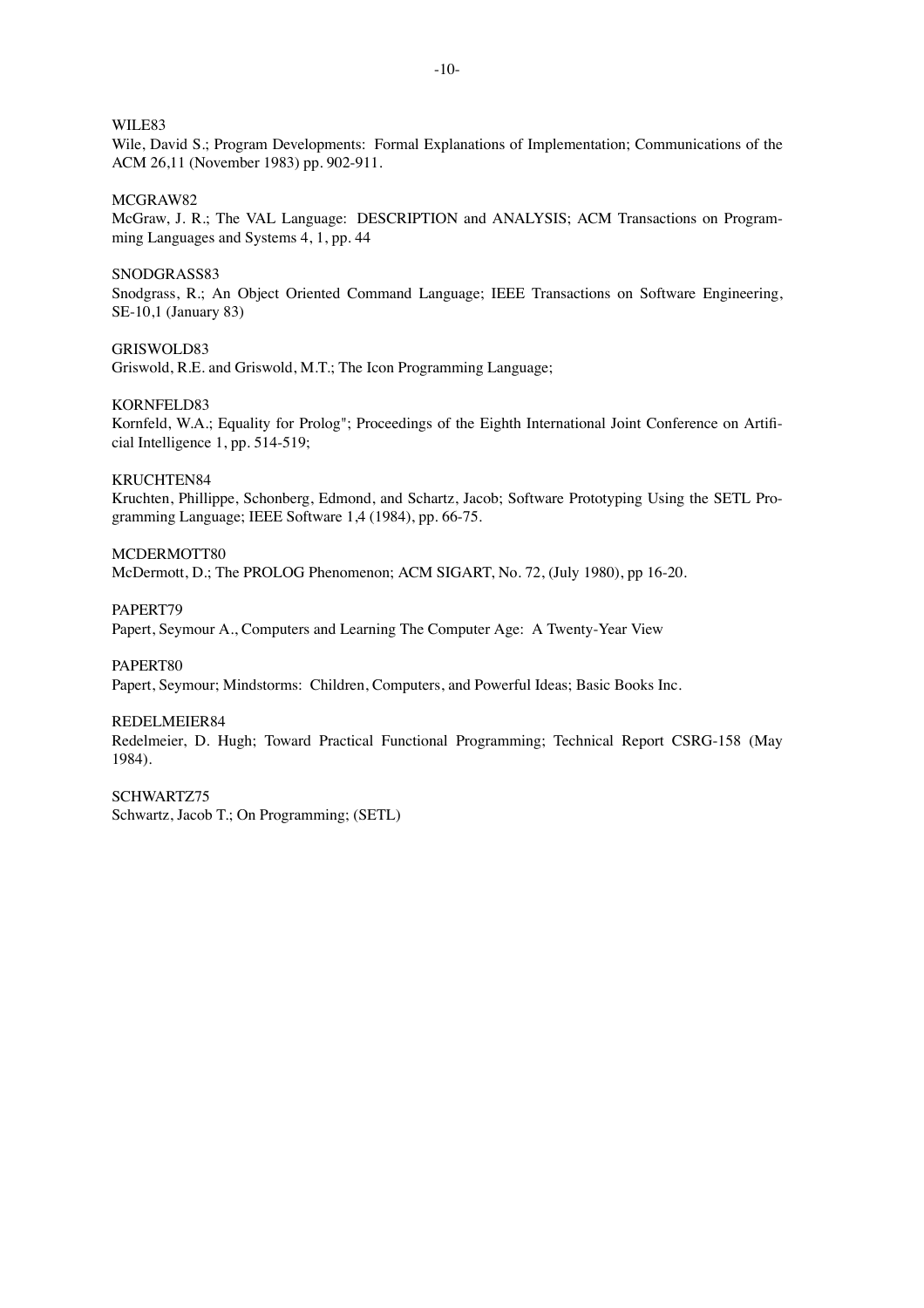WILE83

Wile, David S.; Program Developments: Formal Explanations of Implementation; Communications of the ACM 26,11 (November 1983) pp. 902-911.

MCGRAW82

McGraw, J. R.; The VAL Language: DESCRIPTION and ANALYSIS; ACM Transactions on Programming Languages and Systems 4, 1, pp. 44

SNODGRASS83

Snodgrass, R.; An Object Oriented Command Language; IEEE Transactions on Software Engineering, SE-10,1 (January 83)

GRISWOLD83

Griswold, R.E. and Griswold, M.T.; The Icon Programming Language;

KORNFELD83

Kornfeld, W.A.; Equality for Prolog"; Proceedings of the Eighth International Joint Conference on Artificial Intelligence 1, pp. 514-519;

KRUCHTEN84

Kruchten, Phillippe, Schonberg, Edmond, and Schartz, Jacob; Software Prototyping Using the SETL Programming Language; IEEE Software 1,4 (1984), pp. 66-75.

MCDERMOTT80

McDermott, D.; The PROLOG Phenomenon; ACM SIGART, No. 72, (July 1980), pp 16-20.

PAPERT79

Papert, Seymour A., Computers and Learning The Computer Age: A Twenty-Year View

PAPERT80

Papert, Seymour; Mindstorms: Children, Computers, and Powerful Ideas; Basic Books Inc.

REDELMEIER84

Redelmeier, D. Hugh; Toward Practical Functional Programming; Technical Report CSRG-158 (May 1984).

SCHWARTZ75

Schwartz, Jacob T.; On Programming; (SETL)